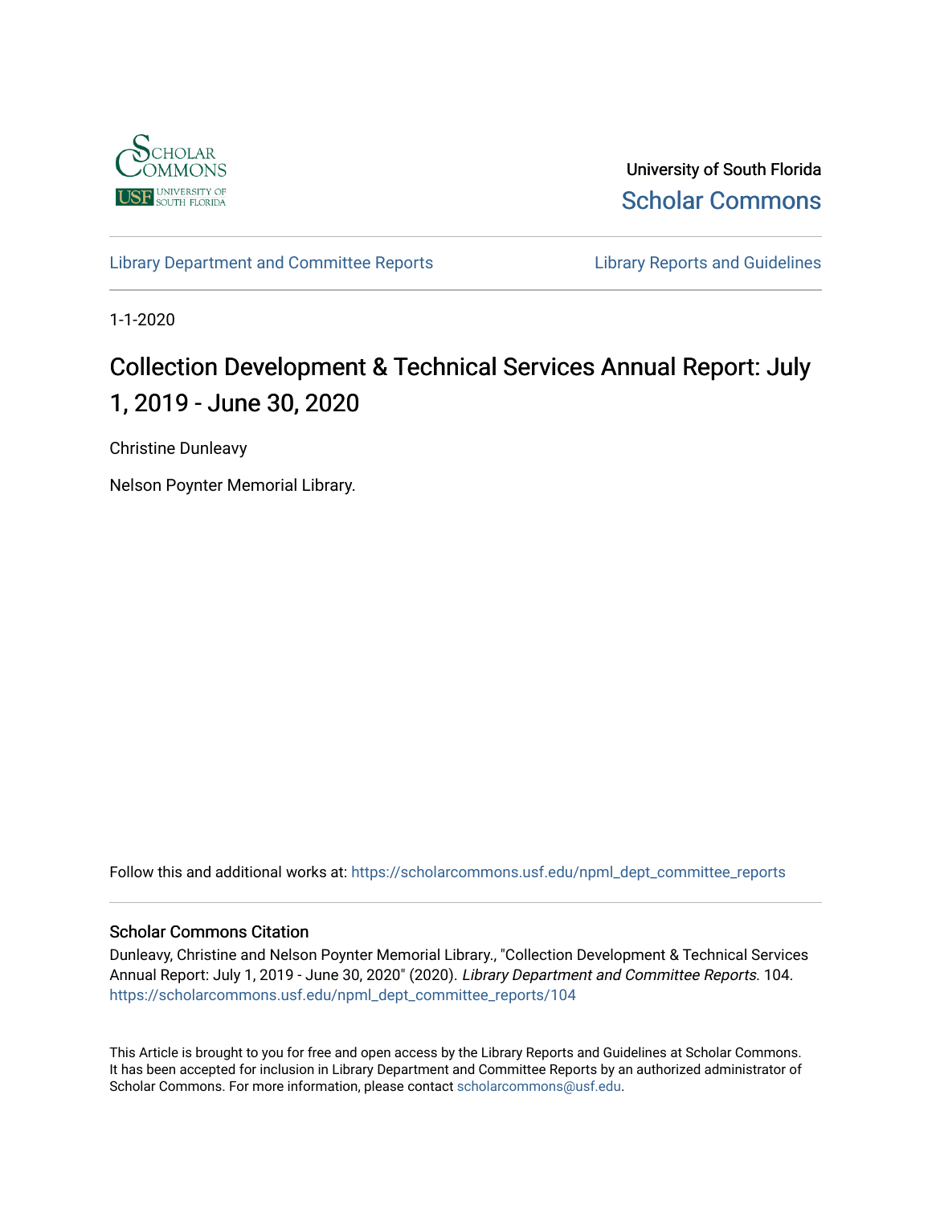University of South Florida

Scholar Commons

Library Department and Committee Reports | Library Reports and Guidelines

1-1-2020

# Collection Development & Technical Services Annual Report: July 1, 2019 - June 30, 2020

Christine Dunleavy

Nelson Poynter Memorial Library.

Follow this and additional works at: https://scholarcommons.usf.edu/npml_dept_committee_reports

### Scholar Commons Citation

Dunleavy, Christine and Nelson Poynter Memorial Library., "Collection Development & Technical Services Annual Report: July 1, 2019 - June 30, 2020" (2020). *Library Department and Committee Reports*. 104. https://scholarcommons.usf.edu/npml_dept_committee_reports/104

This Article is brought to you for free and open access by the Library Reports and Guidelines at Scholar Commons. It has been accepted for inclusion in Library Department and Committee Reports by an authorized administrator of Scholar Commons. For more information, please contact scholarcommons@usf.edu.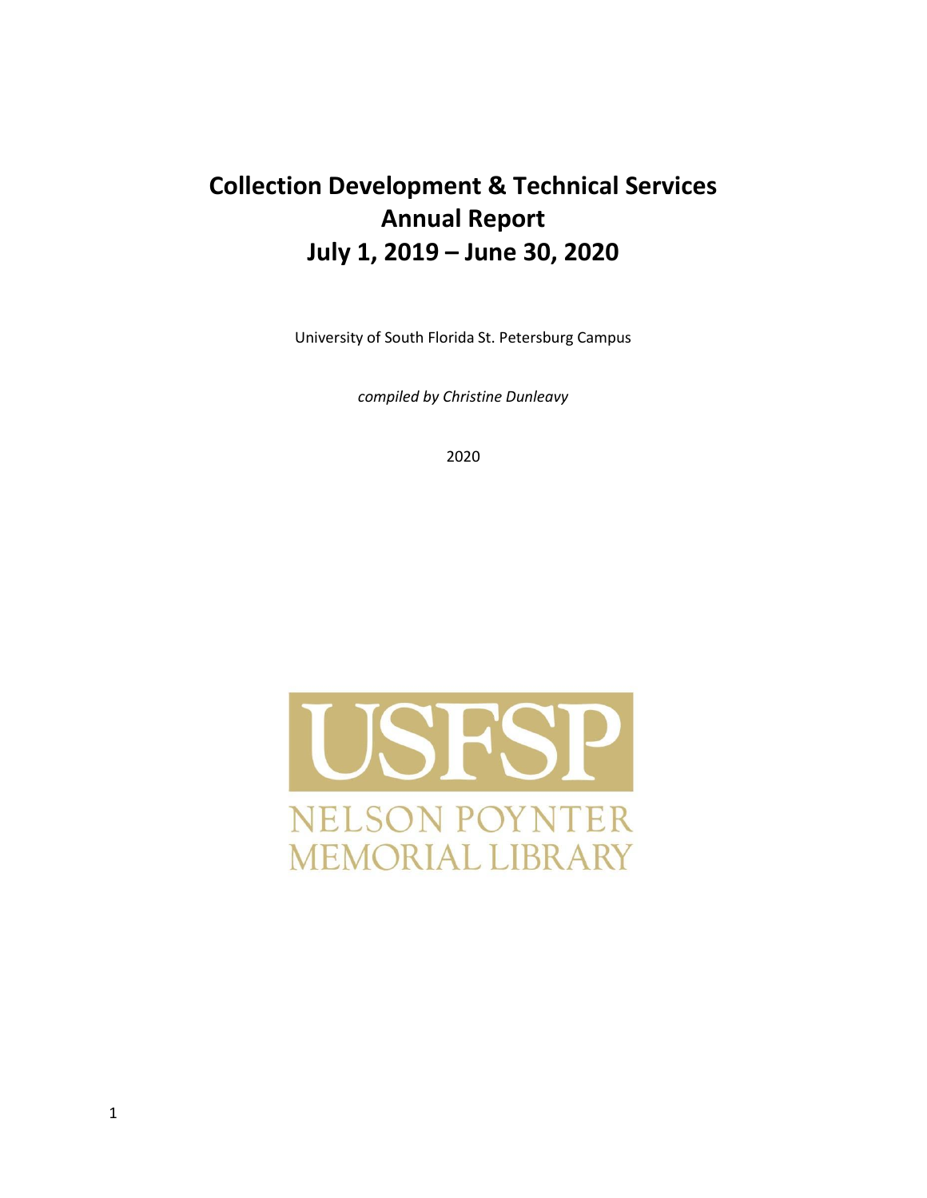# Collection Development & Technical Services Annual Report July 1, 2019 – June 30, 2020

University of South Florida St. Petersburg Campus

*compiled by Christine Dunleavy*

2020

USFSP

NELSON POYNTER MEMORIAL LIBRARY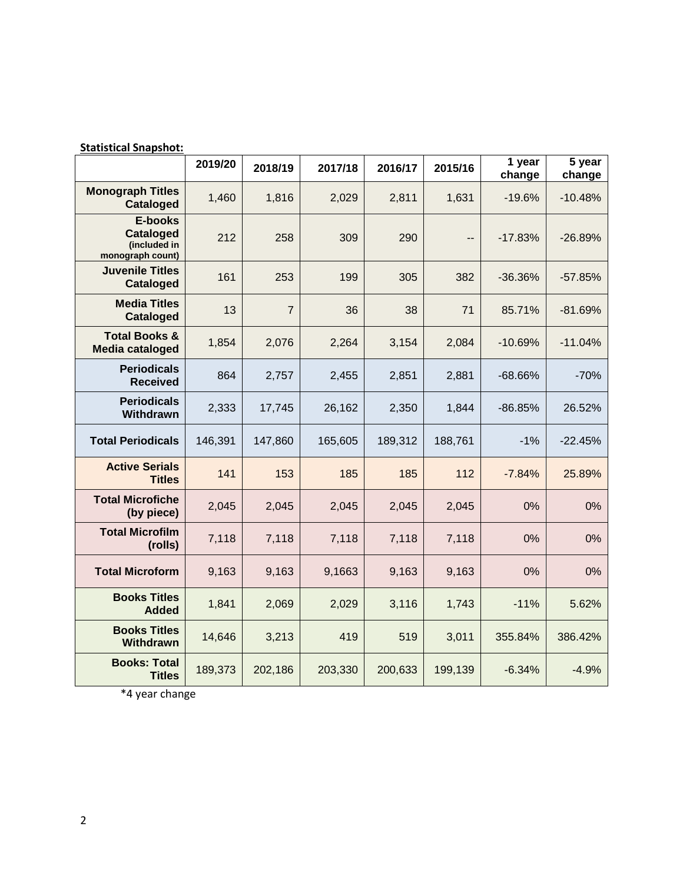**Statistical Snapshot:**

| | 2019/20 | 2018/19 | 2017/18 | 2016/17 | 2015/16 | 1 year change | 5 year change |
|---|---|---|---|---|---|---|---|
| **Monograph Titles Cataloged** | 1,460 | 1,816 | 2,029 | 2,811 | 1,631 | -19.6% | -10.48% |
| **E-books Cataloged (included in monograph count)** | 212 | 258 | 309 | 290 | -- | -17.83% | -26.89% |
| **Juvenile Titles Cataloged** | 161 | 253 | 199 | 305 | 382 | -36.36% | -57.85% |
| **Media Titles Cataloged** | 13 | 7 | 36 | 38 | 71 | 85.71% | -81.69% |
| **Total Books & Media cataloged** | 1,854 | 2,076 | 2,264 | 3,154 | 2,084 | -10.69% | -11.04% |
| **Periodicals Received** | 864 | 2,757 | 2,455 | 2,851 | 2,881 | -68.66% | -70% |
| **Periodicals Withdrawn** | 2,333 | 17,745 | 26,162 | 2,350 | 1,844 | -86.85% | 26.52% |
| **Total Periodicals** | 146,391 | 147,860 | 165,605 | 189,312 | 188,761 | -1% | -22.45% |
| **Active Serials Titles** | 141 | 153 | 185 | 185 | 112 | -7.84% | 25.89% |
| **Total Microfiche (by piece)** | 2,045 | 2,045 | 2,045 | 2,045 | 2,045 | 0% | 0% |
| **Total Microfilm (rolls)** | 7,118 | 7,118 | 7,118 | 7,118 | 7,118 | 0% | 0% |
| **Total Microform** | 9,163 | 9,163 | 9,1663 | 9,163 | 9,163 | 0% | 0% |
| **Books Titles Added** | 1,841 | 2,069 | 2,029 | 3,116 | 1,743 | -11% | 5.62% |
| **Books Titles Withdrawn** | 14,646 | 3,213 | 419 | 519 | 3,011 | 355.84% | 386.42% |
| **Books: Total Titles** | 189,373 | 202,186 | 203,330 | 200,633 | 199,139 | -6.34% | -4.9% |

*4 year change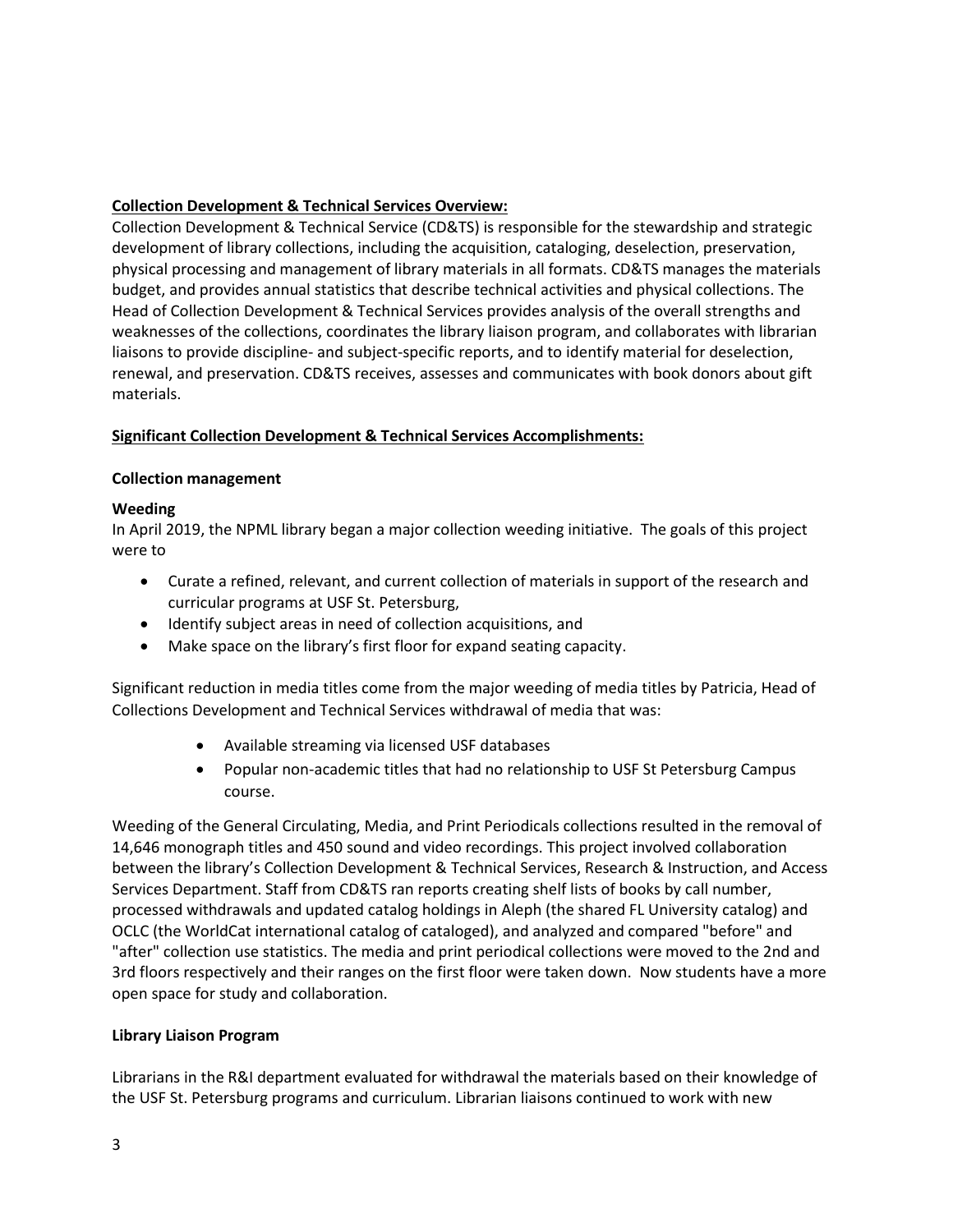**<u>Collection Development & Technical Services Overview:</u>**

Collection Development & Technical Service (CD&TS) is responsible for the stewardship and strategic development of library collections, including the acquisition, cataloging, deselection, preservation, physical processing and management of library materials in all formats. CD&TS manages the materials budget, and provides annual statistics that describe technical activities and physical collections. The Head of Collection Development & Technical Services provides analysis of the overall strengths and weaknesses of the collections, coordinates the library liaison program, and collaborates with librarian liaisons to provide discipline- and subject-specific reports, and to identify material for deselection, renewal, and preservation. CD&TS receives, assesses and communicates with book donors about gift materials.

**<u>Significant Collection Development & Technical Services Accomplishments:</u>**

**Collection management**

**Weeding**

In April 2019, the NPML library began a major collection weeding initiative. The goals of this project were to

- Curate a refined, relevant, and current collection of materials in support of the research and curricular programs at USF St. Petersburg,
- Identify subject areas in need of collection acquisitions, and
- Make space on the library's first floor for expand seating capacity.

Significant reduction in media titles come from the major weeding of media titles by Patricia, Head of Collections Development and Technical Services withdrawal of media that was:

- Available streaming via licensed USF databases
- Popular non-academic titles that had no relationship to USF St Petersburg Campus course.

Weeding of the General Circulating, Media, and Print Periodicals collections resulted in the removal of 14,646 monograph titles and 450 sound and video recordings. This project involved collaboration between the library's Collection Development & Technical Services, Research & Instruction, and Access Services Department. Staff from CD&TS ran reports creating shelf lists of books by call number, processed withdrawals and updated catalog holdings in Aleph (the shared FL University catalog) and OCLC (the WorldCat international catalog of cataloged), and analyzed and compared "before" and "after" collection use statistics. The media and print periodical collections were moved to the 2nd and 3rd floors respectively and their ranges on the first floor were taken down. Now students have a more open space for study and collaboration.

**Library Liaison Program**

Librarians in the R&I department evaluated for withdrawal the materials based on their knowledge of the USF St. Petersburg programs and curriculum. Librarian liaisons continued to work with new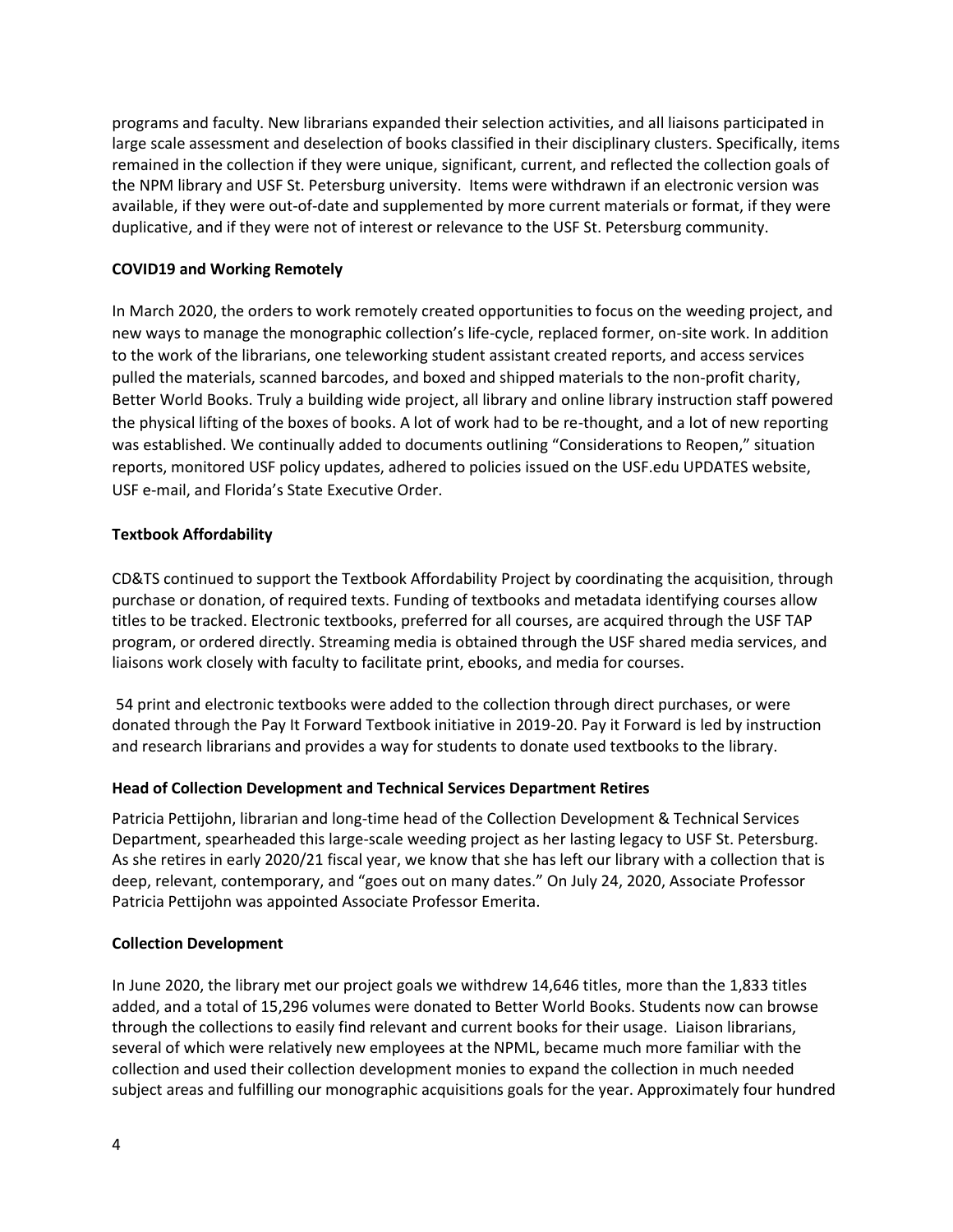programs and faculty. New librarians expanded their selection activities, and all liaisons participated in large scale assessment and deselection of books classified in their disciplinary clusters. Specifically, items remained in the collection if they were unique, significant, current, and reflected the collection goals of the NPM library and USF St. Petersburg university. Items were withdrawn if an electronic version was available, if they were out-of-date and supplemented by more current materials or format, if they were duplicative, and if they were not of interest or relevance to the USF St. Petersburg community.

**COVID19 and Working Remotely**

In March 2020, the orders to work remotely created opportunities to focus on the weeding project, and new ways to manage the monographic collection's life-cycle, replaced former, on-site work. In addition to the work of the librarians, one teleworking student assistant created reports, and access services pulled the materials, scanned barcodes, and boxed and shipped materials to the non-profit charity, Better World Books. Truly a building wide project, all library and online library instruction staff powered the physical lifting of the boxes of books. A lot of work had to be re-thought, and a lot of new reporting was established. We continually added to documents outlining "Considerations to Reopen," situation reports, monitored USF policy updates, adhered to policies issued on the USF.edu UPDATES website, USF e-mail, and Florida's State Executive Order.

**Textbook Affordability**

CD&TS continued to support the Textbook Affordability Project by coordinating the acquisition, through purchase or donation, of required texts. Funding of textbooks and metadata identifying courses allow titles to be tracked. Electronic textbooks, preferred for all courses, are acquired through the USF TAP program, or ordered directly. Streaming media is obtained through the USF shared media services, and liaisons work closely with faculty to facilitate print, ebooks, and media for courses.

54 print and electronic textbooks were added to the collection through direct purchases, or were donated through the Pay It Forward Textbook initiative in 2019-20. Pay it Forward is led by instruction and research librarians and provides a way for students to donate used textbooks to the library.

**Head of Collection Development and Technical Services Department Retires**

Patricia Pettijohn, librarian and long-time head of the Collection Development & Technical Services Department, spearheaded this large-scale weeding project as her lasting legacy to USF St. Petersburg. As she retires in early 2020/21 fiscal year, we know that she has left our library with a collection that is deep, relevant, contemporary, and "goes out on many dates." On July 24, 2020, Associate Professor Patricia Pettijohn was appointed Associate Professor Emerita.

**Collection Development**

In June 2020, the library met our project goals we withdrew 14,646 titles, more than the 1,833 titles added, and a total of 15,296 volumes were donated to Better World Books. Students now can browse through the collections to easily find relevant and current books for their usage. Liaison librarians, several of which were relatively new employees at the NPML, became much more familiar with the collection and used their collection development monies to expand the collection in much needed subject areas and fulfilling our monographic acquisitions goals for the year. Approximately four hundred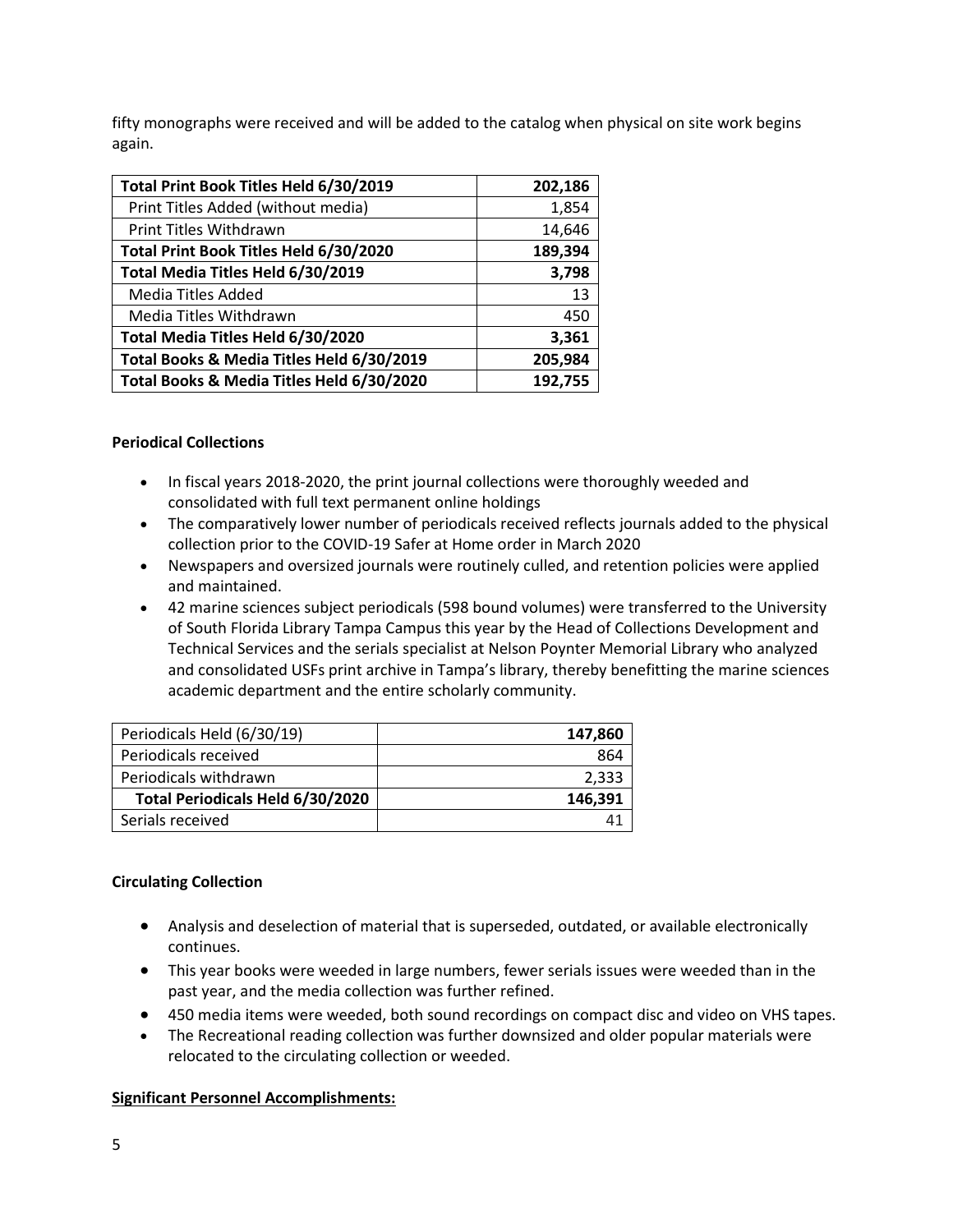fifty monographs were received and will be added to the catalog when physical on site work begins again.

| **Total Print Book Titles Held 6/30/2019** | **202,186** |
|---|---:|
| Print Titles Added (without media) | 1,854 |
| Print Titles Withdrawn | 14,646 |
| **Total Print Book Titles Held 6/30/2020** | **189,394** |
| **Total Media Titles Held 6/30/2019** | **3,798** |
| Media Titles Added | 13 |
| Media Titles Withdrawn | 450 |
| **Total Media Titles Held 6/30/2020** | **3,361** |
| **Total Books & Media Titles Held 6/30/2019** | **205,984** |
| **Total Books & Media Titles Held 6/30/2020** | **192,755** |

**Periodical Collections**

- In fiscal years 2018-2020, the print journal collections were thoroughly weeded and consolidated with full text permanent online holdings
- The comparatively lower number of periodicals received reflects journals added to the physical collection prior to the COVID-19 Safer at Home order in March 2020
- Newspapers and oversized journals were routinely culled, and retention policies were applied and maintained.
- 42 marine sciences subject periodicals (598 bound volumes) were transferred to the University of South Florida Library Tampa Campus this year by the Head of Collections Development and Technical Services and the serials specialist at Nelson Poynter Memorial Library who analyzed and consolidated USFs print archive in Tampa's library, thereby benefitting the marine sciences academic department and the entire scholarly community.

| Periodicals Held (6/30/19) | **147,860** |
|---|---:|
| Periodicals received | 864 |
| Periodicals withdrawn | 2,333 |
| **Total Periodicals Held 6/30/2020** | **146,391** |
| Serials received | 41 |

**Circulating Collection**

- Analysis and deselection of material that is superseded, outdated, or available electronically continues.
- This year books were weeded in large numbers, fewer serials issues were weeded than in the past year, and the media collection was further refined.
- 450 media items were weeded, both sound recordings on compact disc and video on VHS tapes.
- The Recreational reading collection was further downsized and older popular materials were relocated to the circulating collection or weeded.

**Significant Personnel Accomplishments:**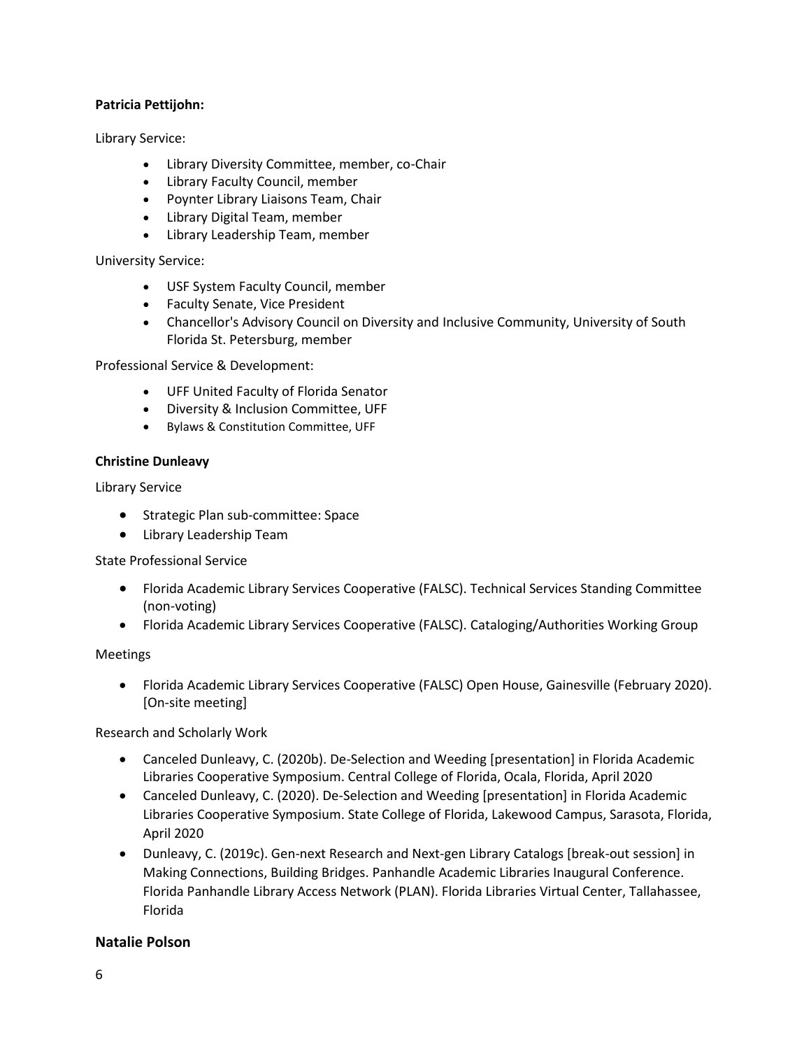**Patricia Pettijohn:**

Library Service:

- Library Diversity Committee, member, co-Chair
- Library Faculty Council, member
- Poynter Library Liaisons Team, Chair
- Library Digital Team, member
- Library Leadership Team, member

University Service:

- USF System Faculty Council, member
- Faculty Senate, Vice President
- Chancellor's Advisory Council on Diversity and Inclusive Community, University of South Florida St. Petersburg, member

Professional Service & Development:

- UFF United Faculty of Florida Senator
- Diversity & Inclusion Committee, UFF
- Bylaws & Constitution Committee, UFF

**Christine Dunleavy**

Library Service

- Strategic Plan sub-committee: Space
- Library Leadership Team

State Professional Service

- Florida Academic Library Services Cooperative (FALSC). Technical Services Standing Committee (non-voting)
- Florida Academic Library Services Cooperative (FALSC). Cataloging/Authorities Working Group

Meetings

- Florida Academic Library Services Cooperative (FALSC) Open House, Gainesville (February 2020). [On-site meeting]

Research and Scholarly Work

- Canceled Dunleavy, C. (2020b). De-Selection and Weeding [presentation] in Florida Academic Libraries Cooperative Symposium. Central College of Florida, Ocala, Florida, April 2020
- Canceled Dunleavy, C. (2020). De-Selection and Weeding [presentation] in Florida Academic Libraries Cooperative Symposium. State College of Florida, Lakewood Campus, Sarasota, Florida, April 2020
- Dunleavy, C. (2019c). Gen-next Research and Next-gen Library Catalogs [break-out session] in Making Connections, Building Bridges. Panhandle Academic Libraries Inaugural Conference. Florida Panhandle Library Access Network (PLAN). Florida Libraries Virtual Center, Tallahassee, Florida

## Natalie Polson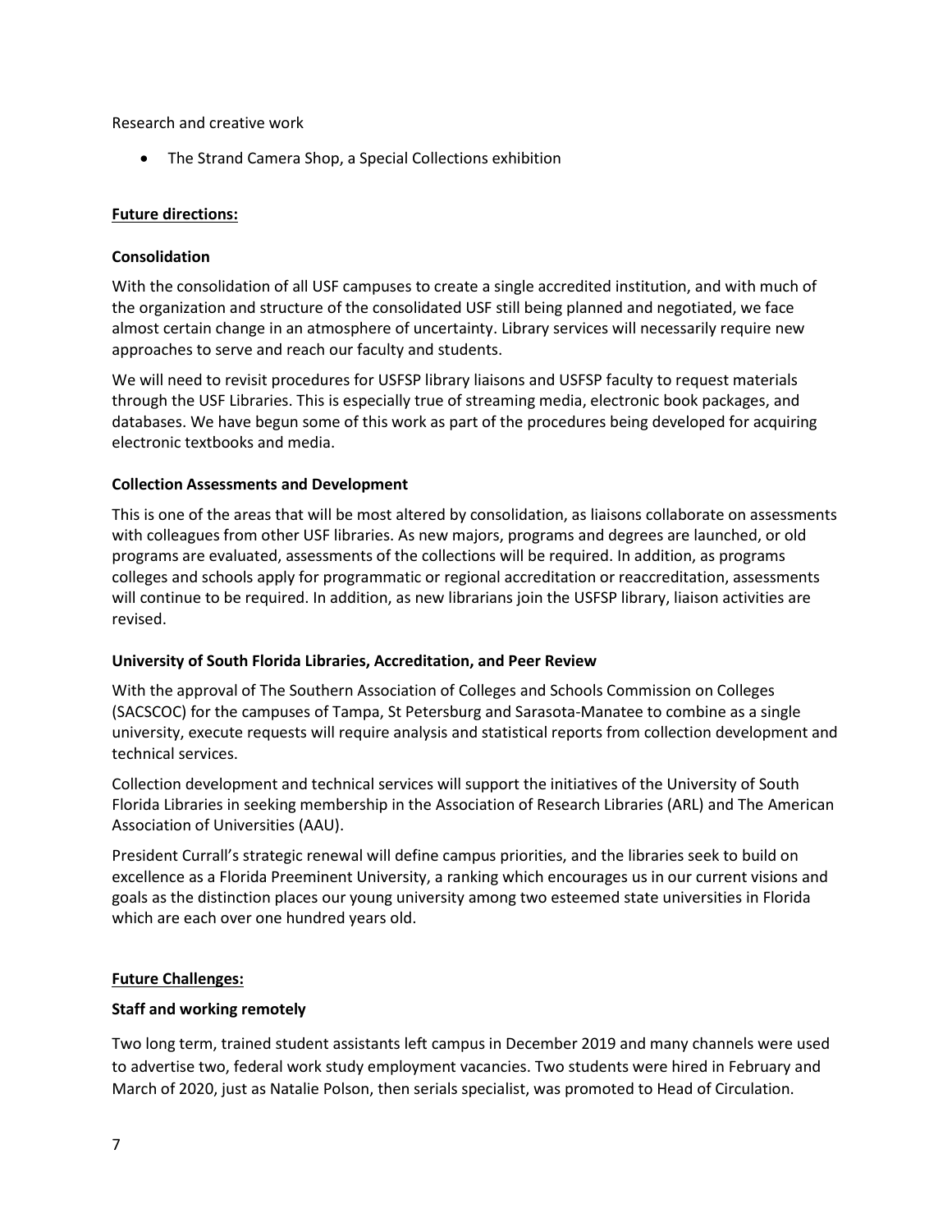Research and creative work

- The Strand Camera Shop, a Special Collections exhibition

## Future directions:

### Consolidation

With the consolidation of all USF campuses to create a single accredited institution, and with much of the organization and structure of the consolidated USF still being planned and negotiated, we face almost certain change in an atmosphere of uncertainty. Library services will necessarily require new approaches to serve and reach our faculty and students.

We will need to revisit procedures for USFSP library liaisons and USFSP faculty to request materials through the USF Libraries. This is especially true of streaming media, electronic book packages, and databases. We have begun some of this work as part of the procedures being developed for acquiring electronic textbooks and media.

### Collection Assessments and Development

This is one of the areas that will be most altered by consolidation, as liaisons collaborate on assessments with colleagues from other USF libraries. As new majors, programs and degrees are launched, or old programs are evaluated, assessments of the collections will be required. In addition, as programs colleges and schools apply for programmatic or regional accreditation or reaccreditation, assessments will continue to be required. In addition, as new librarians join the USFSP library, liaison activities are revised.

### University of South Florida Libraries, Accreditation, and Peer Review

With the approval of The Southern Association of Colleges and Schools Commission on Colleges (SACSCOC) for the campuses of Tampa, St Petersburg and Sarasota-Manatee to combine as a single university, execute requests will require analysis and statistical reports from collection development and technical services.

Collection development and technical services will support the initiatives of the University of South Florida Libraries in seeking membership in the Association of Research Libraries (ARL) and The American Association of Universities (AAU).

President Currall's strategic renewal will define campus priorities, and the libraries seek to build on excellence as a Florida Preeminent University, a ranking which encourages us in our current visions and goals as the distinction places our young university among two esteemed state universities in Florida which are each over one hundred years old.

## Future Challenges:

### Staff and working remotely

Two long term, trained student assistants left campus in December 2019 and many channels were used to advertise two, federal work study employment vacancies. Two students were hired in February and March of 2020, just as Natalie Polson, then serials specialist, was promoted to Head of Circulation.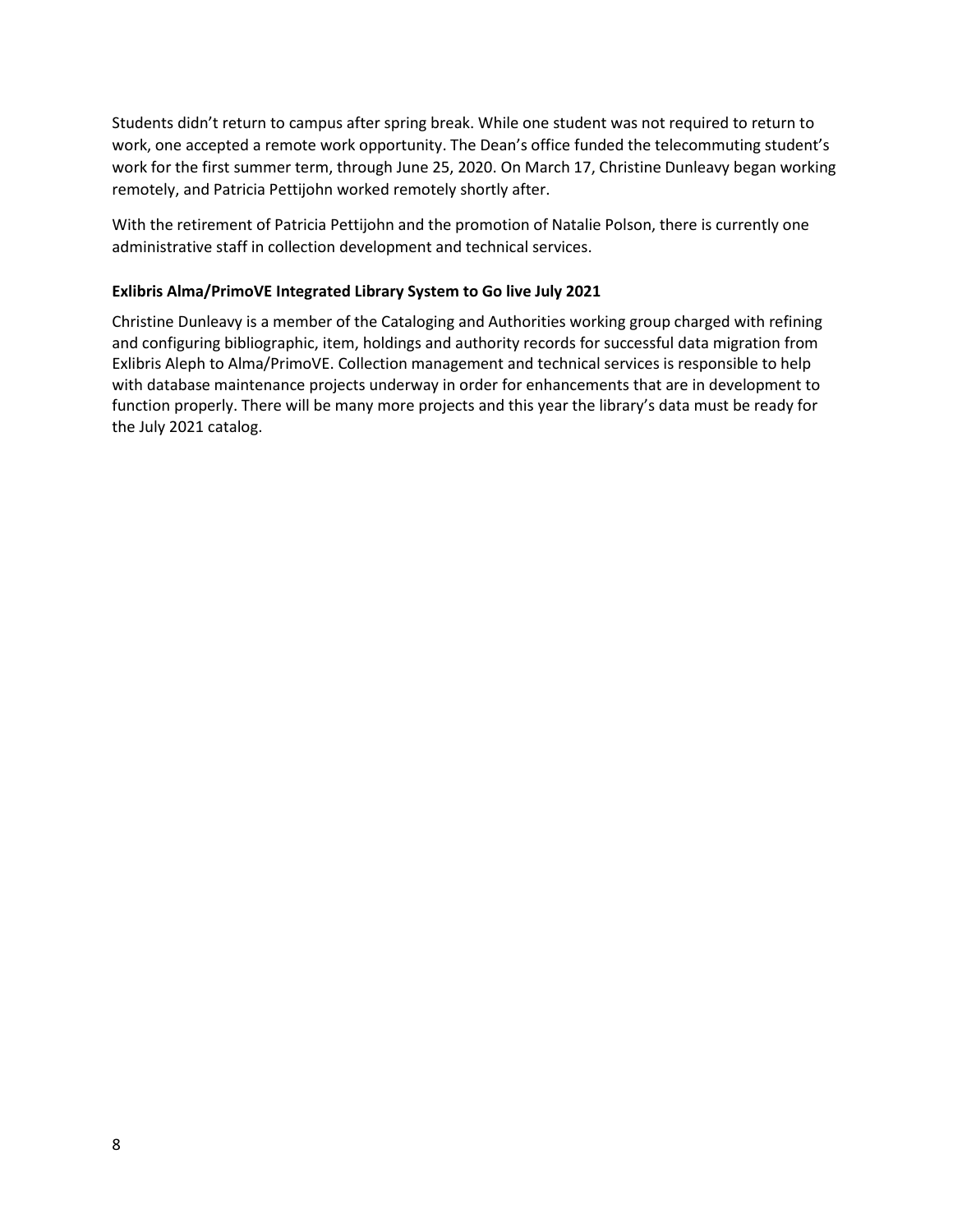Students didn't return to campus after spring break. While one student was not required to return to work, one accepted a remote work opportunity. The Dean's office funded the telecommuting student's work for the first summer term, through June 25, 2020. On March 17, Christine Dunleavy began working remotely, and Patricia Pettijohn worked remotely shortly after.

With the retirement of Patricia Pettijohn and the promotion of Natalie Polson, there is currently one administrative staff in collection development and technical services.

**Exlibris Alma/PrimoVE Integrated Library System to Go live July 2021**

Christine Dunleavy is a member of the Cataloging and Authorities working group charged with refining and configuring bibliographic, item, holdings and authority records for successful data migration from Exlibris Aleph to Alma/PrimoVE. Collection management and technical services is responsible to help with database maintenance projects underway in order for enhancements that are in development to function properly. There will be many more projects and this year the library's data must be ready for the July 2021 catalog.